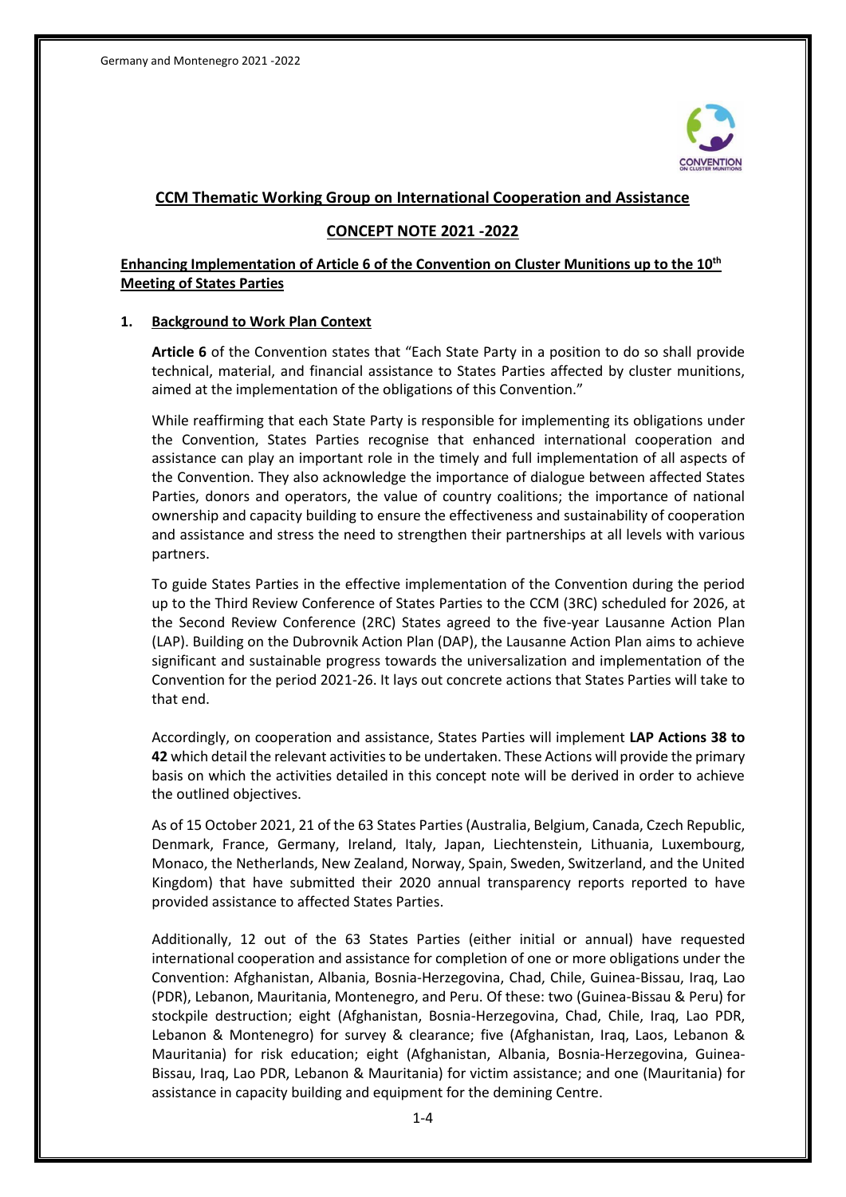## CCM Thematic Working Group on International Cooperation and Assistance

## CONCEPT NOTE 2021 -2022

**Enhancing Implementation of Article 6 of the Convention on Cluster Munitions up to the 10th Meeting of States Parties**

### 1. Background to Work Plan Context

**Article 6** of the Convention states that "Each State Party in a position to do so shall provide technical, material, and financial assistance to States Parties affected by cluster munitions, aimed at the implementation of the obligations of this Convention."

While reaffirming that each State Party is responsible for implementing its obligations under the Convention, States Parties recognise that enhanced international cooperation and assistance can play an important role in the timely and full implementation of all aspects of the Convention. They also acknowledge the importance of dialogue between affected States Parties, donors and operators, the value of country coalitions; the importance of national ownership and capacity building to ensure the effectiveness and sustainability of cooperation and assistance and stress the need to strengthen their partnerships at all levels with various partners.

To guide States Parties in the effective implementation of the Convention during the period up to the Third Review Conference of States Parties to the CCM (3RC) scheduled for 2026, at the Second Review Conference (2RC) States agreed to the five-year Lausanne Action Plan (LAP). Building on the Dubrovnik Action Plan (DAP), the Lausanne Action Plan aims to achieve significant and sustainable progress towards the universalization and implementation of the Convention for the period 2021-26. It lays out concrete actions that States Parties will take to that end.

Accordingly, on cooperation and assistance, States Parties will implement **LAP Actions 38 to 42** which detail the relevant activities to be undertaken. These Actions will provide the primary basis on which the activities detailed in this concept note will be derived in order to achieve the outlined objectives.

As of 15 October 2021, 21 of the 63 States Parties (Australia, Belgium, Canada, Czech Republic, Denmark, France, Germany, Ireland, Italy, Japan, Liechtenstein, Lithuania, Luxembourg, Monaco, the Netherlands, New Zealand, Norway, Spain, Sweden, Switzerland, and the United Kingdom) that have submitted their 2020 annual transparency reports reported to have provided assistance to affected States Parties.

Additionally, 12 out of the 63 States Parties (either initial or annual) have requested international cooperation and assistance for completion of one or more obligations under the Convention: Afghanistan, Albania, Bosnia-Herzegovina, Chad, Chile, Guinea-Bissau, Iraq, Lao (PDR), Lebanon, Mauritania, Montenegro, and Peru. Of these: two (Guinea-Bissau & Peru) for stockpile destruction; eight (Afghanistan, Bosnia-Herzegovina, Chad, Chile, Iraq, Lao PDR, Lebanon & Montenegro) for survey & clearance; five (Afghanistan, Iraq, Laos, Lebanon & Mauritania) for risk education; eight (Afghanistan, Albania, Bosnia-Herzegovina, Guinea-Bissau, Iraq, Lao PDR, Lebanon & Mauritania) for victim assistance; and one (Mauritania) for assistance in capacity building and equipment for the demining Centre.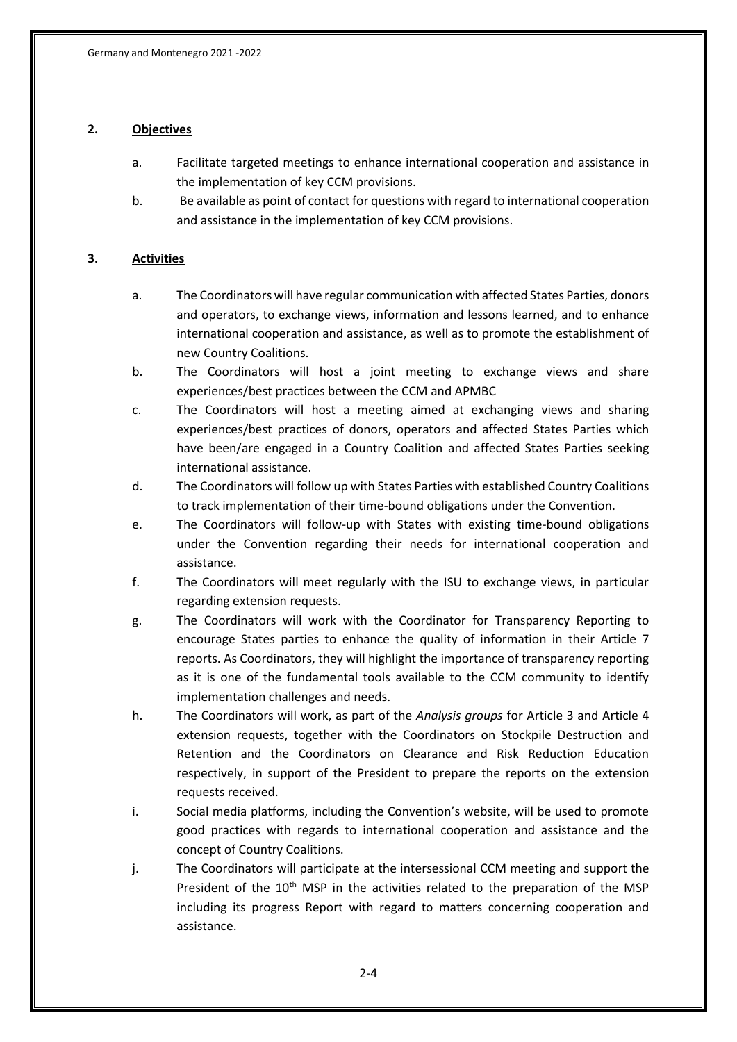## 2. Objectives

a. Facilitate targeted meetings to enhance international cooperation and assistance in the implementation of key CCM provisions.

b. Be available as point of contact for questions with regard to international cooperation and assistance in the implementation of key CCM provisions.

## 3. Activities

a. The Coordinators will have regular communication with affected States Parties, donors and operators, to exchange views, information and lessons learned, and to enhance international cooperation and assistance, as well as to promote the establishment of new Country Coalitions.

b. The Coordinators will host a joint meeting to exchange views and share experiences/best practices between the CCM and APMBC

c. The Coordinators will host a meeting aimed at exchanging views and sharing experiences/best practices of donors, operators and affected States Parties which have been/are engaged in a Country Coalition and affected States Parties seeking international assistance.

d. The Coordinators will follow up with States Parties with established Country Coalitions to track implementation of their time-bound obligations under the Convention.

e. The Coordinators will follow-up with States with existing time-bound obligations under the Convention regarding their needs for international cooperation and assistance.

f. The Coordinators will meet regularly with the ISU to exchange views, in particular regarding extension requests.

g. The Coordinators will work with the Coordinator for Transparency Reporting to encourage States parties to enhance the quality of information in their Article 7 reports. As Coordinators, they will highlight the importance of transparency reporting as it is one of the fundamental tools available to the CCM community to identify implementation challenges and needs.

h. The Coordinators will work, as part of the *Analysis groups* for Article 3 and Article 4 extension requests, together with the Coordinators on Stockpile Destruction and Retention and the Coordinators on Clearance and Risk Reduction Education respectively, in support of the President to prepare the reports on the extension requests received.

i. Social media platforms, including the Convention's website, will be used to promote good practices with regards to international cooperation and assistance and the concept of Country Coalitions.

j. The Coordinators will participate at the intersessional CCM meeting and support the President of the 10th MSP in the activities related to the preparation of the MSP including its progress Report with regard to matters concerning cooperation and assistance.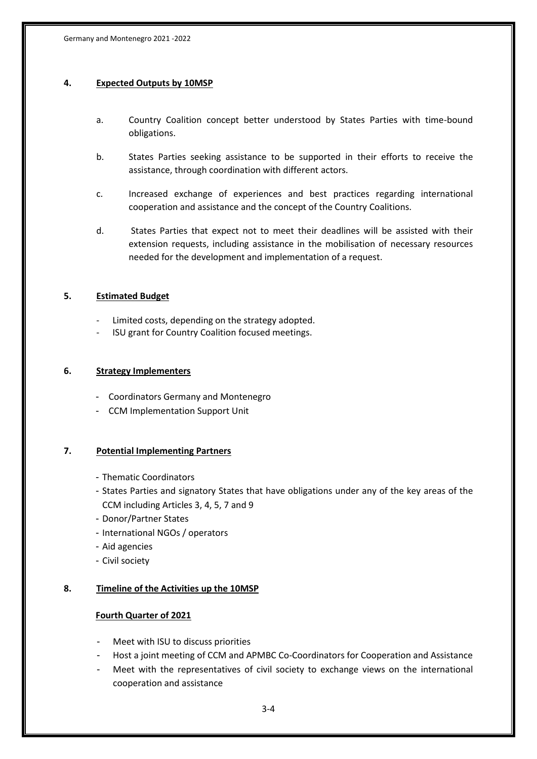## 4. Expected Outputs by 10MSP

a. Country Coalition concept better understood by States Parties with time-bound obligations.

b. States Parties seeking assistance to be supported in their efforts to receive the assistance, through coordination with different actors.

c. Increased exchange of experiences and best practices regarding international cooperation and assistance and the concept of the Country Coalitions.

d. States Parties that expect not to meet their deadlines will be assisted with their extension requests, including assistance in the mobilisation of necessary resources needed for the development and implementation of a request.

## 5. Estimated Budget

- Limited costs, depending on the strategy adopted.
- ISU grant for Country Coalition focused meetings.

## 6. Strategy Implementers

- Coordinators Germany and Montenegro
- CCM Implementation Support Unit

## 7. Potential Implementing Partners

- Thematic Coordinators
- States Parties and signatory States that have obligations under any of the key areas of the CCM including Articles 3, 4, 5, 7 and 9
- Donor/Partner States
- International NGOs / operators
- Aid agencies
- Civil society

## 8. Timeline of the Activities up the 10MSP

### Fourth Quarter of 2021

- Meet with ISU to discuss priorities
- Host a joint meeting of CCM and APMBC Co-Coordinators for Cooperation and Assistance
- Meet with the representatives of civil society to exchange views on the international cooperation and assistance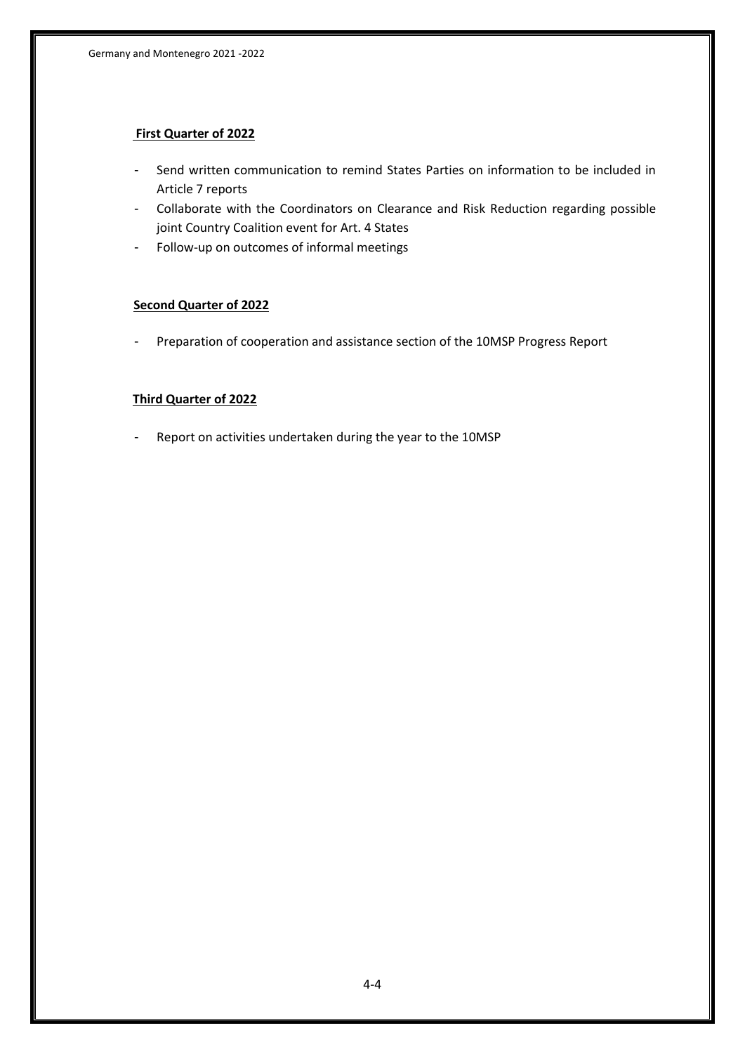**First Quarter of 2022**

- Send written communication to remind States Parties on information to be included in Article 7 reports
- Collaborate with the Coordinators on Clearance and Risk Reduction regarding possible joint Country Coalition event for Art. 4 States
- Follow-up on outcomes of informal meetings

**Second Quarter of 2022**

- Preparation of cooperation and assistance section of the 10MSP Progress Report

**Third Quarter of 2022**

- Report on activities undertaken during the year to the 10MSP